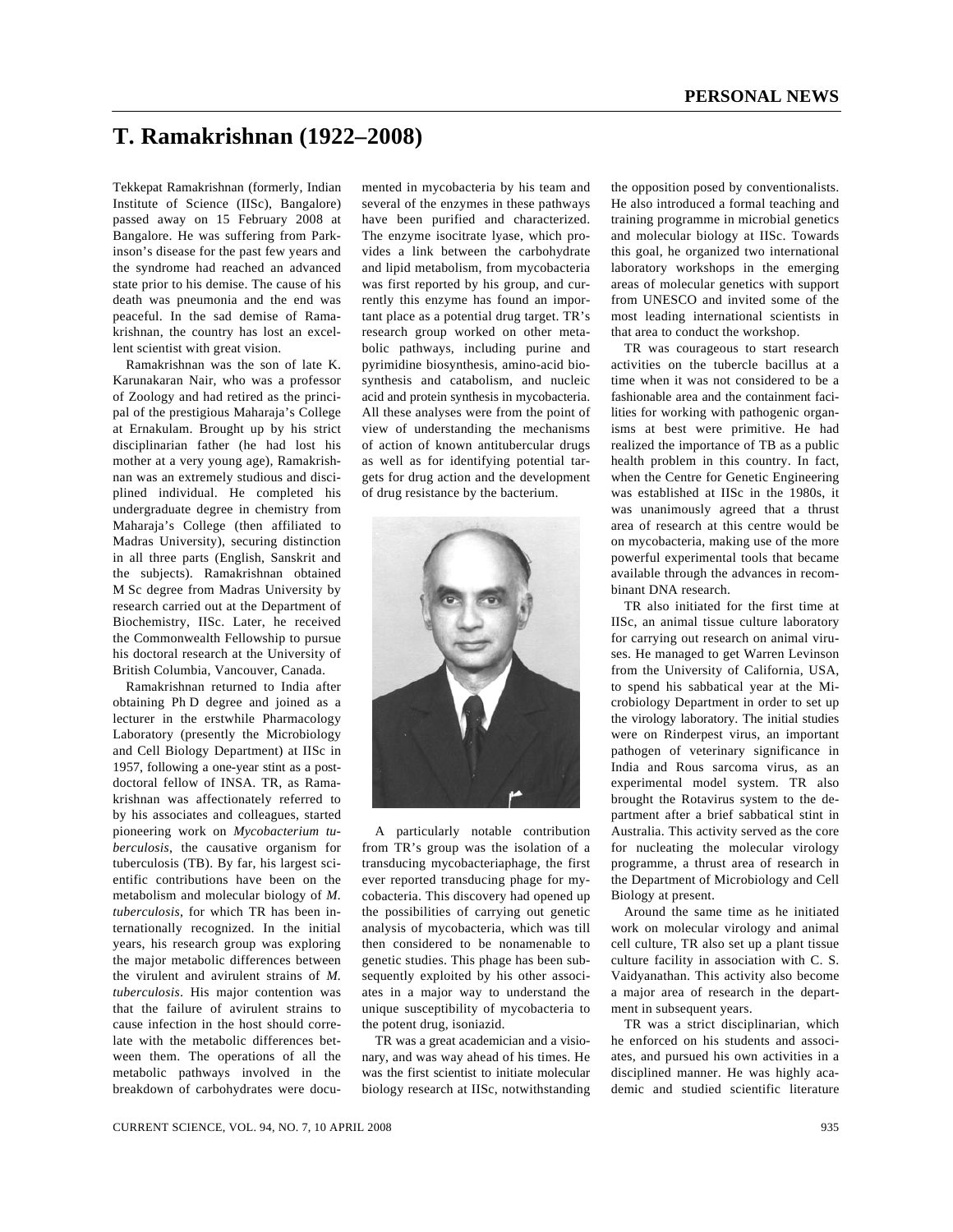# T. Ramakrishnan (1922–2008)

Tekkepat Ramakrishnan (formerly, Indian Institute of Science (IISc), Bangalore) passed away on 15 February 2008 at Bangalore. He was suffering from Parkinson's disease for the past few years and the syndrome had reached an advanced state prior to his demise. The cause of his death was pneumonia and the end was peaceful. In the sad demise of Ramakrishnan, the country has lost an excellent scientist with great vision.

Ramakrishnan was the son of late K. Karunakaran Nair, who was a professor of Zoology and had retired as the principal of the prestigious Maharaja's College at Ernakulam. Brought up by his strict disciplinarian father (he had lost his mother at a very young age), Ramakrishnan was an extremely studious and disciplined individual. He completed his undergraduate degree in chemistry from Maharaja's College (then affiliated to Madras University), securing distinction in all three parts (English, Sanskrit and the subjects). Ramakrishnan obtained M Sc degree from Madras University by research carried out at the Department of Biochemistry, IISc. Later, he received the Commonwealth Fellowship to pursue his doctoral research at the University of British Columbia, Vancouver, Canada.

Ramakrishnan returned to India after obtaining Ph D degree and joined as a lecturer in the erstwhile Pharmacology Laboratory (presently the Microbiology and Cell Biology Department) at IISc in 1957, following a one-year stint as a post-doctoral fellow of INSA. TR, as Ramakrishnan was affectionately referred to by his associates and colleagues, started pioneering work on *Mycobacterium tuberculosis*, the causative organism for tuberculosis (TB). By far, his largest scientific contributions have been on the metabolism and molecular biology of *M. tuberculosis*, for which TR has been internationally recognized. In the initial years, his research group was exploring the major metabolic differences between the virulent and avirulent strains of *M. tuberculosis*. His major contention was that the failure of avirulent strains to cause infection in the host should correlate with the metabolic differences between them. The operations of all the metabolic pathways involved in the breakdown of carbohydrates were documented in mycobacteria by his team and several of the enzymes in these pathways have been purified and characterized. The enzyme isocitrate lyase, which provides a link between the carbohydrate and lipid metabolism, from mycobacteria was first reported by his group, and currently this enzyme has found an important place as a potential drug target. TR's research group worked on other metabolic pathways, including purine and pyrimidine biosynthesis, amino-acid biosynthesis and catabolism, and nucleic acid and protein synthesis in mycobacteria. All these analyses were from the point of view of understanding the mechanisms of action of known antitubercular drugs as well as for identifying potential targets for drug action and the development of drug resistance by the bacterium.

A particularly notable contribution from TR's group was the isolation of a transducing mycobacteriaphage, the first ever reported transducing phage for mycobacteria. This discovery had opened up the possibilities of carrying out genetic analysis of mycobacteria, which was till then considered to be nonamenable to genetic studies. This phage has been subsequently exploited by his other associates in a major way to understand the unique susceptibility of mycobacteria to the potent drug, isoniazid.

TR was a great academician and a visionary, and was way ahead of his times. He was the first scientist to initiate molecular biology research at IISc, notwithstanding the opposition posed by conventionalists. He also introduced a formal teaching and training programme in microbial genetics and molecular biology at IISc. Towards this goal, he organized two international laboratory workshops in the emerging areas of molecular genetics with support from UNESCO and invited some of the most leading international scientists in that area to conduct the workshop.

TR was courageous to start research activities on the tubercle bacillus at a time when it was not considered to be a fashionable area and the containment facilities for working with pathogenic organisms at best were primitive. He had realized the importance of TB as a public health problem in this country. In fact, when the Centre for Genetic Engineering was established at IISc in the 1980s, it was unanimously agreed that a thrust area of research at this centre would be on mycobacteria, making use of the more powerful experimental tools that became available through the advances in recombinant DNA research.

TR also initiated for the first time at IISc, an animal tissue culture laboratory for carrying out research on animal viruses. He managed to get Warren Levinson from the University of California, USA, to spend his sabbatical year at the Microbiology Department in order to set up the virology laboratory. The initial studies were on Rinderpest virus, an important pathogen of veterinary significance in India and Rous sarcoma virus, as an experimental model system. TR also brought the Rotavirus system to the department after a brief sabbatical stint in Australia. This activity served as the core for nucleating the molecular virology programme, a thrust area of research in the Department of Microbiology and Cell Biology at present.

Around the same time as he initiated work on molecular virology and animal cell culture, TR also set up a plant tissue culture facility in association with C. S. Vaidyanathan. This activity also become a major area of research in the department in subsequent years.

TR was a strict disciplinarian, which he enforced on his students and associates, and pursued his own activities in a disciplined manner. He was highly academic and studied scientific literature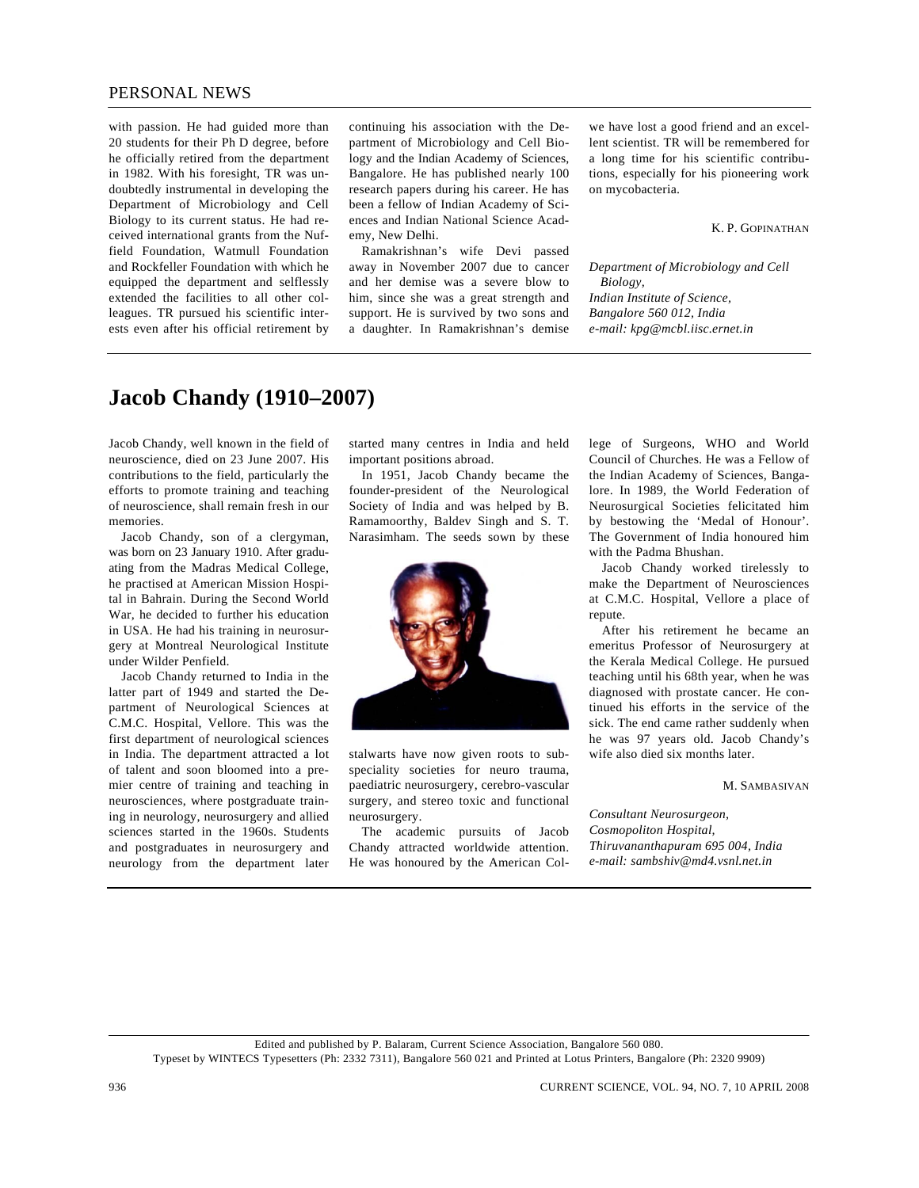with passion. He had guided more than 20 students for their Ph D degree, before he officially retired from the department in 1982. With his foresight, TR was undoubtedly instrumental in developing the Department of Microbiology and Cell Biology to its current status. He had received international grants from the Nuffield Foundation, Watmull Foundation and Rockfeller Foundation with which he equipped the department and selflessly extended the facilities to all other colleagues. TR pursued his scientific interests even after his official retirement by continuing his association with the Department of Microbiology and Cell Biology and the Indian Academy of Sciences, Bangalore. He has published nearly 100 research papers during his career. He has been a fellow of Indian Academy of Sciences and Indian National Science Academy, New Delhi.

Ramakrishnan's wife Devi passed away in November 2007 due to cancer and her demise was a severe blow to him, since she was a great strength and support. He is survived by two sons and a daughter. In Ramakrishnan's demise we have lost a good friend and an excellent scientist. TR will be remembered for a long time for his scientific contributions, especially for his pioneering work on mycobacteria.

K. P. GOPINATHAN

*Department of Microbiology and Cell Biology,*
*Indian Institute of Science,*
*Bangalore 560 012, India*
*e-mail: kpg@mcbl.iisc.ernet.in*

# Jacob Chandy (1910–2007)

Jacob Chandy, well known in the field of neuroscience, died on 23 June 2007. His contributions to the field, particularly the efforts to promote training and teaching of neuroscience, shall remain fresh in our memories.

Jacob Chandy, son of a clergyman, was born on 23 January 1910. After graduating from the Madras Medical College, he practised at American Mission Hospital in Bahrain. During the Second World War, he decided to further his education in USA. He had his training in neurosurgery at Montreal Neurological Institute under Wilder Penfield.

Jacob Chandy returned to India in the latter part of 1949 and started the Department of Neurological Sciences at C.M.C. Hospital, Vellore. This was the first department of neurological sciences in India. The department attracted a lot of talent and soon bloomed into a premier centre of training and teaching in neurosciences, where postgraduate training in neurology, neurosurgery and allied sciences started in the 1960s. Students and postgraduates in neurosurgery and neurology from the department later started many centres in India and held important positions abroad.

In 1951, Jacob Chandy became the founder-president of the Neurological Society of India and was helped by B. Ramamoorthy, Baldev Singh and S. T. Narasimham. The seeds sown by these stalwarts have now given roots to subspeciality societies for neuro trauma, paediatric neurosurgery, cerebro-vascular surgery, and stereo toxic and functional neurosurgery.

The academic pursuits of Jacob Chandy attracted worldwide attention. He was honoured by the American College of Surgeons, WHO and World Council of Churches. He was a Fellow of the Indian Academy of Sciences, Bangalore. In 1989, the World Federation of Neurosurgical Societies felicitated him by bestowing the 'Medal of Honour'. The Government of India honoured him with the Padma Bhushan.

Jacob Chandy worked tirelessly to make the Department of Neurosciences at C.M.C. Hospital, Vellore a place of repute.

After his retirement he became an emeritus Professor of Neurosurgery at the Kerala Medical College. He pursued teaching until his 68th year, when he was diagnosed with prostate cancer. He continued his efforts in the service of the sick. The end came rather suddenly when he was 97 years old. Jacob Chandy's wife also died six months later.

M. SAMBASIVAN

*Consultant Neurosurgeon,*
*Cosmopoliton Hospital,*
*Thiruvananthapuram 695 004, India*
*e-mail: sambshiv@md4.vsnl.net.in*

Edited and published by P. Balaram, Current Science Association, Bangalore 560 080.
Typeset by WINTECS Typesetters (Ph: 2332 7311), Bangalore 560 021 and Printed at Lotus Printers, Bangalore (Ph: 2320 9909)